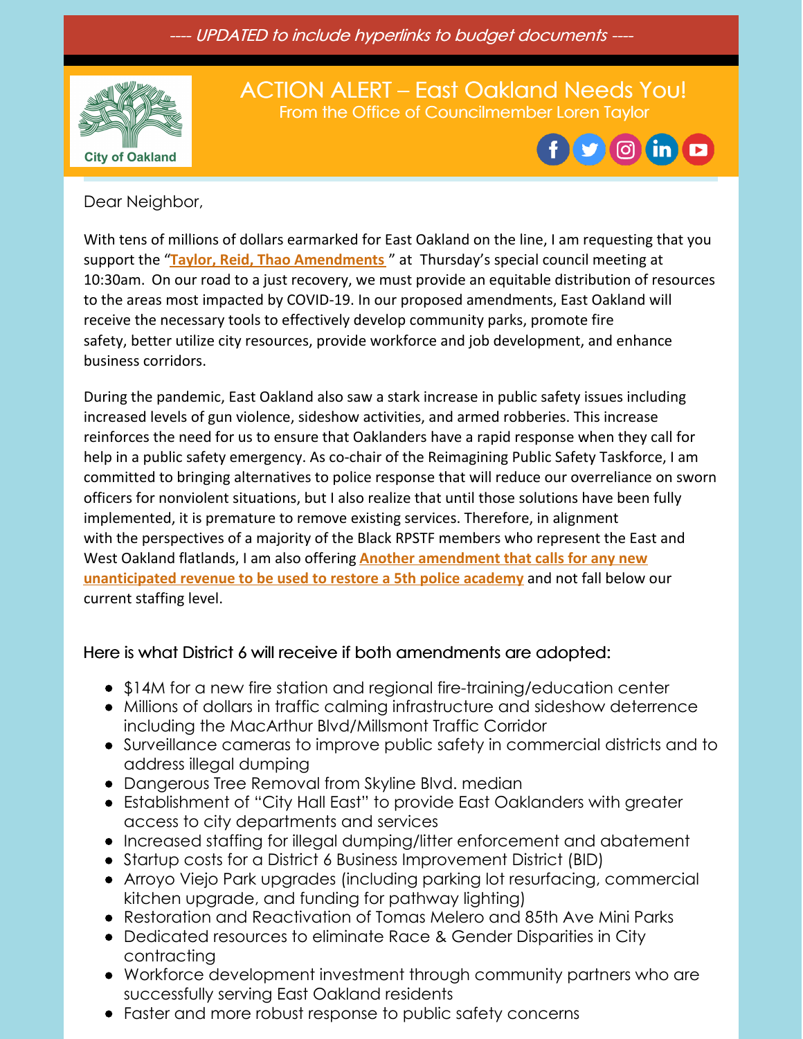*---- UPDATED to include hyperlinks to budget documents ----*

# ACTION ALERT – East Oakland Needs You!

From the Office of Councilmember Loren Taylor

City of Oakland

Dear Neighbor,

With tens of millions of dollars earmarked for East Oakland on the line, I am requesting that you support the "**Taylor, Reid, Thao Amendments** " at Thursday's special council meeting at 10:30am. On our road to a just recovery, we must provide an equitable distribution of resources to the areas most impacted by COVID-19. In our proposed amendments, East Oakland will receive the necessary tools to effectively develop community parks, promote fire safety, better utilize city resources, provide workforce and job development, and enhance business corridors.

During the pandemic, East Oakland also saw a stark increase in public safety issues including increased levels of gun violence, sideshow activities, and armed robberies. This increase reinforces the need for us to ensure that Oaklanders have a rapid response when they call for help in a public safety emergency. As co-chair of the Reimagining Public Safety Taskforce, I am committed to bringing alternatives to police response that will reduce our overreliance on sworn officers for nonviolent situations, but I also realize that until those solutions have been fully implemented, it is premature to remove existing services. Therefore, in alignment with the perspectives of a majority of the Black RPSTF members who represent the East and West Oakland flatlands, I am also offering **Another amendment that calls for any new unanticipated revenue to be used to restore a 5th police academy** and not fall below our current staffing level.

### Here is what District 6 will receive if both amendments are adopted:

- $14M for a new fire station and regional fire-training/education center
- Millions of dollars in traffic calming infrastructure and sideshow deterrence including the MacArthur Blvd/Millsmont Traffic Corridor
- Surveillance cameras to improve public safety in commercial districts and to address illegal dumping
- Dangerous Tree Removal from Skyline Blvd. median
- Establishment of "City Hall East" to provide East Oaklanders with greater access to city departments and services
- Increased staffing for illegal dumping/litter enforcement and abatement
- Startup costs for a District 6 Business Improvement District (BID)
- Arroyo Viejo Park upgrades (including parking lot resurfacing, commercial kitchen upgrade, and funding for pathway lighting)
- Restoration and Reactivation of Tomas Melero and 85th Ave Mini Parks
- Dedicated resources to eliminate Race & Gender Disparities in City contracting
- Workforce development investment through community partners who are successfully serving East Oakland residents
- Faster and more robust response to public safety concerns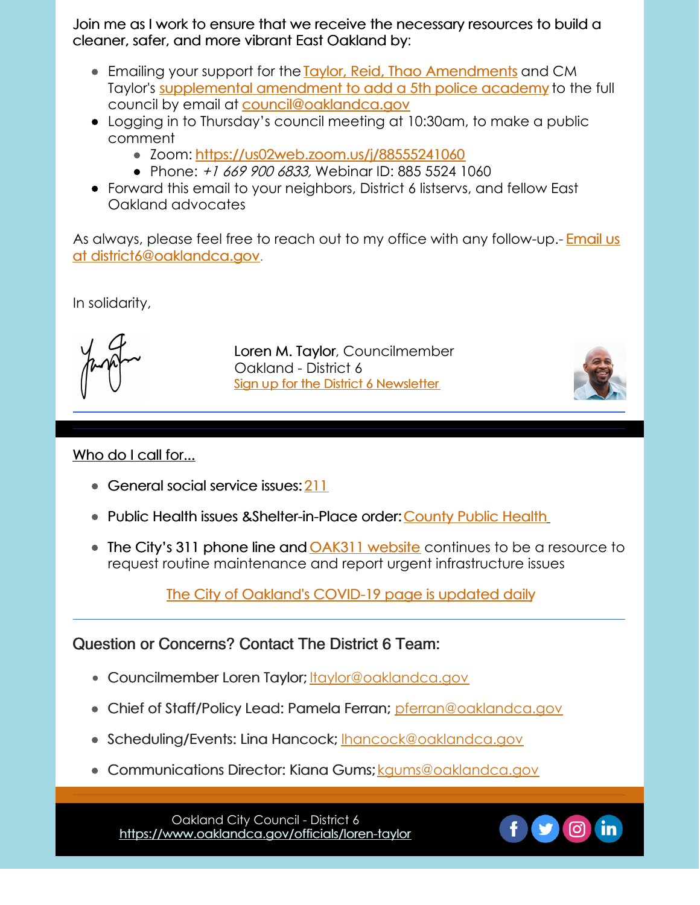Join me as I work to ensure that we receive the necessary resources to build a cleaner, safer, and more vibrant East Oakland by:

- Emailing your support for the Taylor, Reid, Thao Amendments and CM Taylor's supplemental amendment to add a 5th police academy to the full council by email at council@oaklandca.gov
- Logging in to Thursday's council meeting at 10:30am, to make a public comment
  - Zoom: https://us02web.zoom.us/j/88555241060
  - Phone: *+1 669 900 6833,* Webinar ID: 885 5524 1060
- Forward this email to your neighbors, District 6 listservs, and fellow East Oakland advocates

As always, please feel free to reach out to my office with any follow-up.- Email us at district6@oaklandca.gov.

In solidarity,

**Loren M. Taylor**, Councilmember
Oakland - District 6
Sign up for the District 6 Newsletter

---

Who do I call for...

- General social service issues: 211
- Public Health issues &Shelter-in-Place order: County Public Health
- The City's 311 phone line and OAK311 website continues to be a resource to request routine maintenance and report urgent infrastructure issues

The City of Oakland's COVID-19 page is updated daily

---

## Question or Concerns? Contact The District 6 Team:

- Councilmember Loren Taylor; ltaylor@oaklandca.gov
- Chief of Staff/Policy Lead: Pamela Ferran; pferran@oaklandca.gov
- Scheduling/Events: Lina Hancock; lhancock@oaklandca.gov
- Communications Director: Kiana Gums; kgums@oaklandca.gov

Oakland City Council - District 6
https://www.oaklandca.gov/officials/loren-taylor